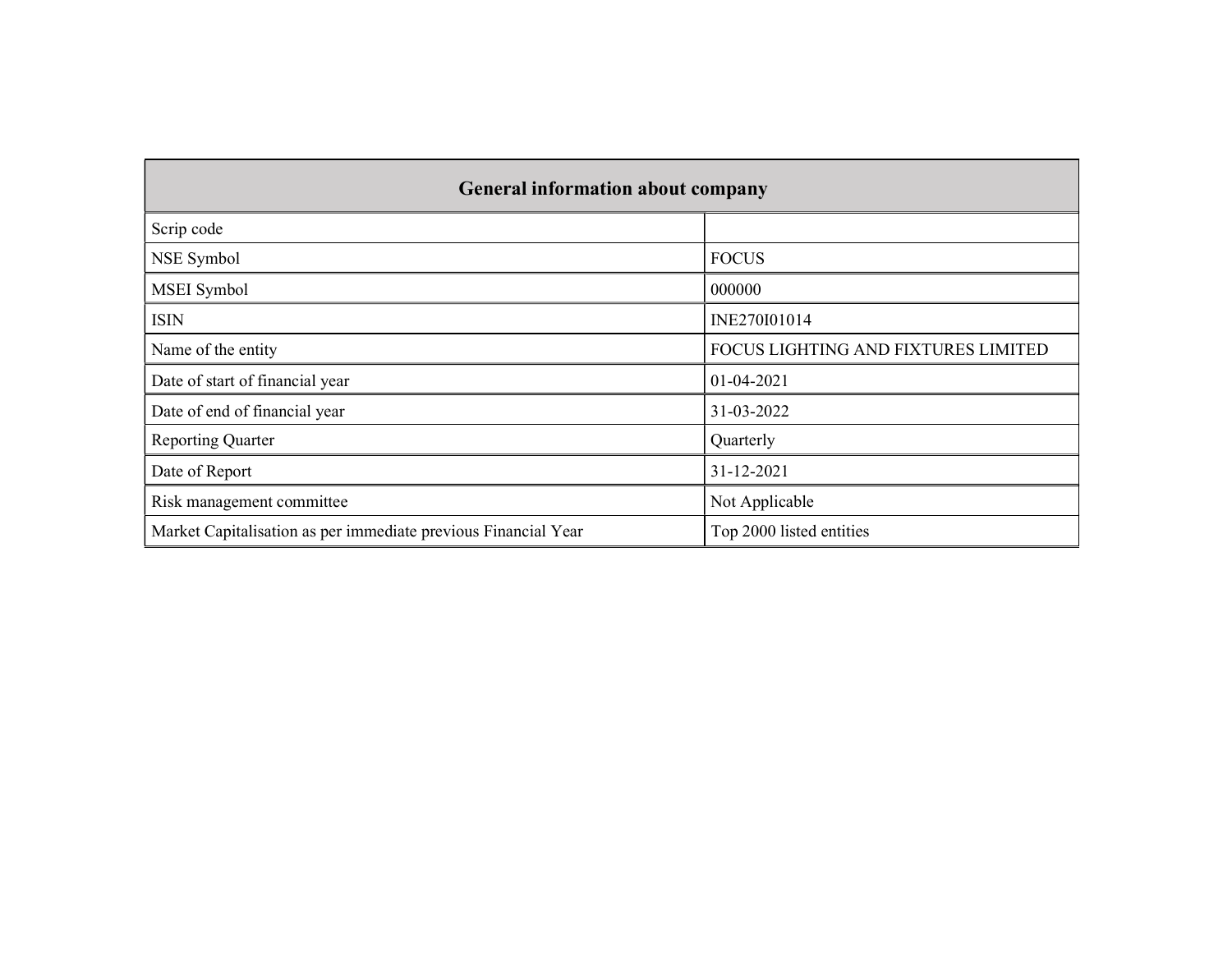| General information about company | |
|---|---|
| Scrip code | |
| NSE Symbol | FOCUS |
| MSEI Symbol | 000000 |
| ISIN | INE270I01014 |
| Name of the entity | FOCUS LIGHTING AND FIXTURES LIMITED |
| Date of start of financial year | 01-04-2021 |
| Date of end of financial year | 31-03-2022 |
| Reporting Quarter | Quarterly |
| Date of Report | 31-12-2021 |
| Risk management committee | Not Applicable |
| Market Capitalisation as per immediate previous Financial Year | Top 2000 listed entities |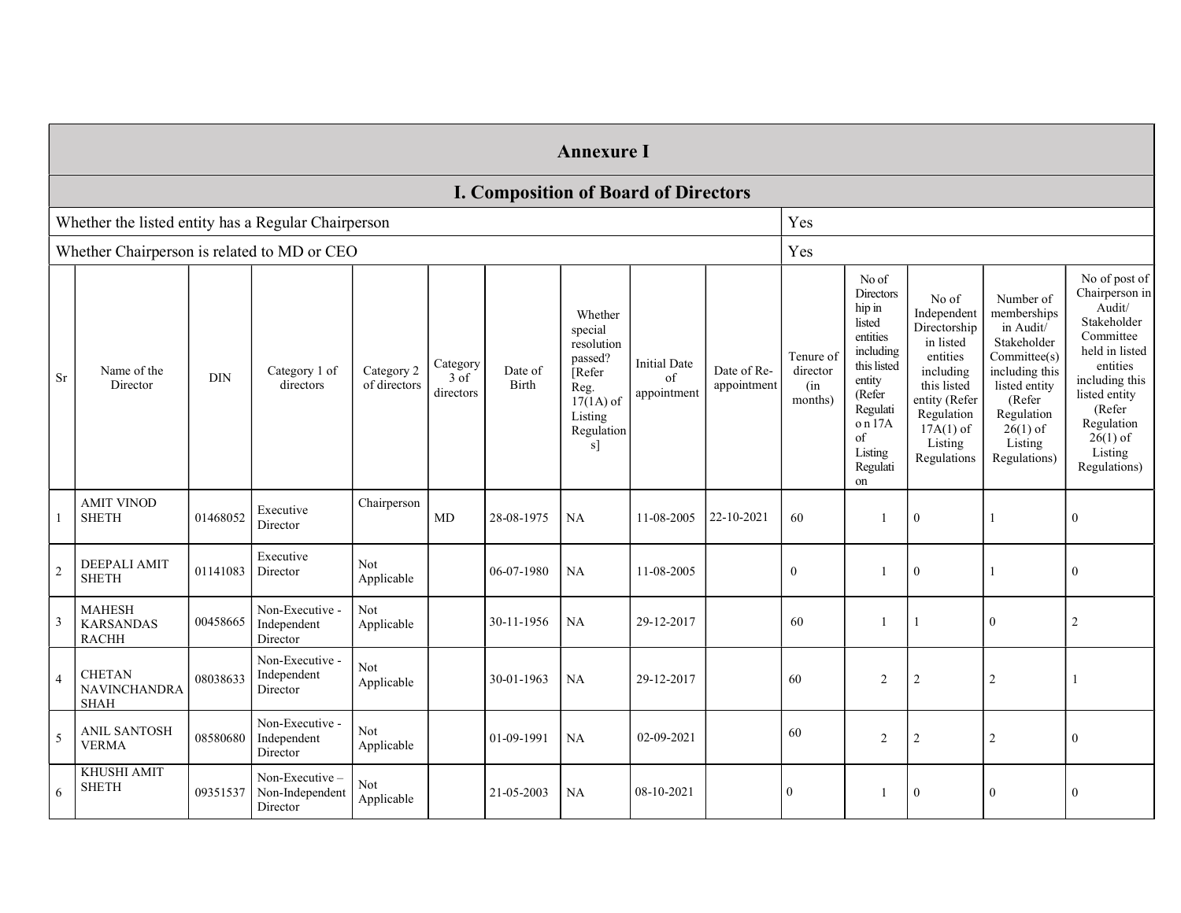# Annexure I

## I. Composition of Board of Directors

| Whether the listed entity has a Regular Chairperson | Yes |
|---|---|
| Whether Chairperson is related to MD or CEO | Yes |

| Sr | Name of the Director | DIN | Category 1 of directors | Category 2 of directors | Category 3 of directors | Date of Birth | Whether special resolution passed? [Refer Reg. 17(1A) of Listing Regulations] | Initial Date of appointment | Date of Re-appointment | Tenure of director (in months) | No of Directorship in listed entities including this listed entity (Refer Regulation 17A of Listing Regulation) | No of Independent Directorship in listed entities including this listed entity (Refer Regulation 17A(1) of Listing Regulations | Number of memberships in Audit/ Stakeholder Committee(s) including this listed entity (Refer Regulation 26(1) of Listing Regulations) | No of post of Chairperson in Audit/ Stakeholder Committee held in listed entities including this listed entity (Refer Regulation 26(1) of Listing Regulations) |
|---|---|---|---|---|---|---|---|---|---|---|---|---|---|---|
| 1 | AMIT VINOD SHETH | 01468052 | Executive Director | Chairperson | MD | 28-08-1975 | NA | 11-08-2005 | 22-10-2021 | 60 | 1 | 0 | 1 | 0 |
| 2 | DEEPALI AMIT SHETH | 01141083 | Executive Director | Not Applicable | | 06-07-1980 | NA | 11-08-2005 | | 0 | 1 | 0 | 1 | 0 |
| 3 | MAHESH KARSANDAS RACHH | 00458665 | Non-Executive - Independent Director | Not Applicable | | 30-11-1956 | NA | 29-12-2017 | | 60 | 1 | 1 | 0 | 2 |
| 4 | CHETAN NAVINCHANDRA SHAH | 08038633 | Non-Executive - Independent Director | Not Applicable | | 30-01-1963 | NA | 29-12-2017 | | 60 | 2 | 2 | 2 | 1 |
| 5 | ANIL SANTOSH VERMA | 08580680 | Non-Executive - Independent Director | Not Applicable | | 01-09-1991 | NA | 02-09-2021 | | 60 | 2 | 2 | 2 | 0 |
| 6 | KHUSHI AMIT SHETH | 09351537 | Non-Executive – Non-Independent Director | Not Applicable | | 21-05-2003 | NA | 08-10-2021 | | 0 | 1 | 0 | 0 | 0 |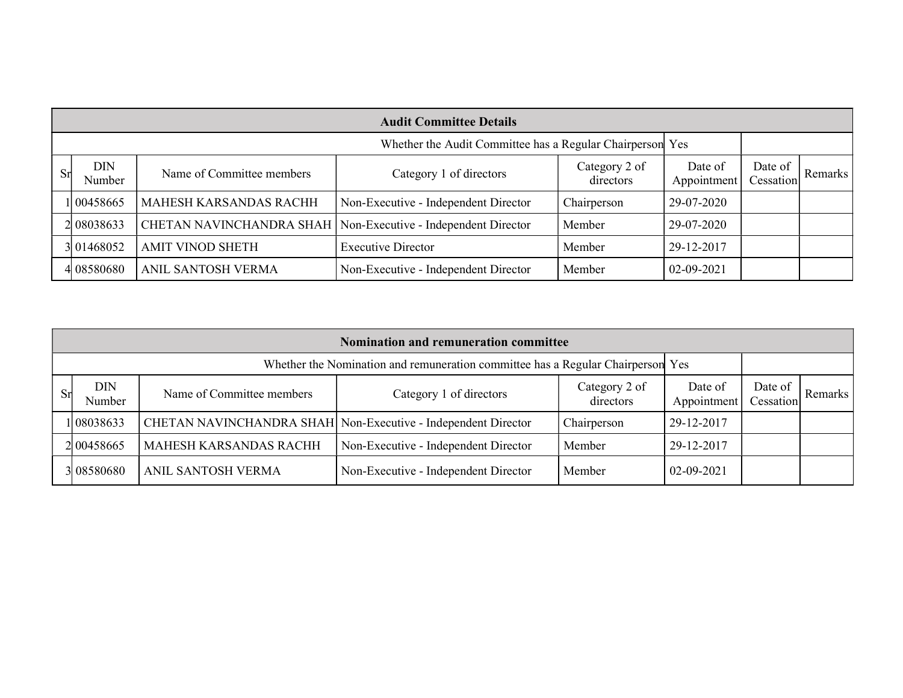## Audit Committee Details

| | | | | | | | |
|---|---|---|---|---|---|---|---|
| Whether the Audit Committee has a Regular Chairperson | | | | | Yes | | |
| Sr | DIN Number | Name of Committee members | Category 1 of directors | Category 2 of directors | Date of Appointment | Date of Cessation | Remarks |
| 1 | 00458665 | MAHESH KARSANDAS RACHH | Non-Executive - Independent Director | Chairperson | 29-07-2020 | | |
| 2 | 08038633 | CHETAN NAVINCHANDRA SHAH | Non-Executive - Independent Director | Member | 29-07-2020 | | |
| 3 | 01468052 | AMIT VINOD SHETH | Executive Director | Member | 29-12-2017 | | |
| 4 | 08580680 | ANIL SANTOSH VERMA | Non-Executive - Independent Director | Member | 02-09-2021 | | |

## Nomination and remuneration committee

| | | | | | | | |
|---|---|---|---|---|---|---|---|
| Whether the Nomination and remuneration committee has a Regular Chairperson | | | | | Yes | | |
| Sr | DIN Number | Name of Committee members | Category 1 of directors | Category 2 of directors | Date of Appointment | Date of Cessation | Remarks |
| 1 | 08038633 | CHETAN NAVINCHANDRA SHAH | Non-Executive - Independent Director | Chairperson | 29-12-2017 | | |
| 2 | 00458665 | MAHESH KARSANDAS RACHH | Non-Executive - Independent Director | Member | 29-12-2017 | | |
| 3 | 08580680 | ANIL SANTOSH VERMA | Non-Executive - Independent Director | Member | 02-09-2021 | | |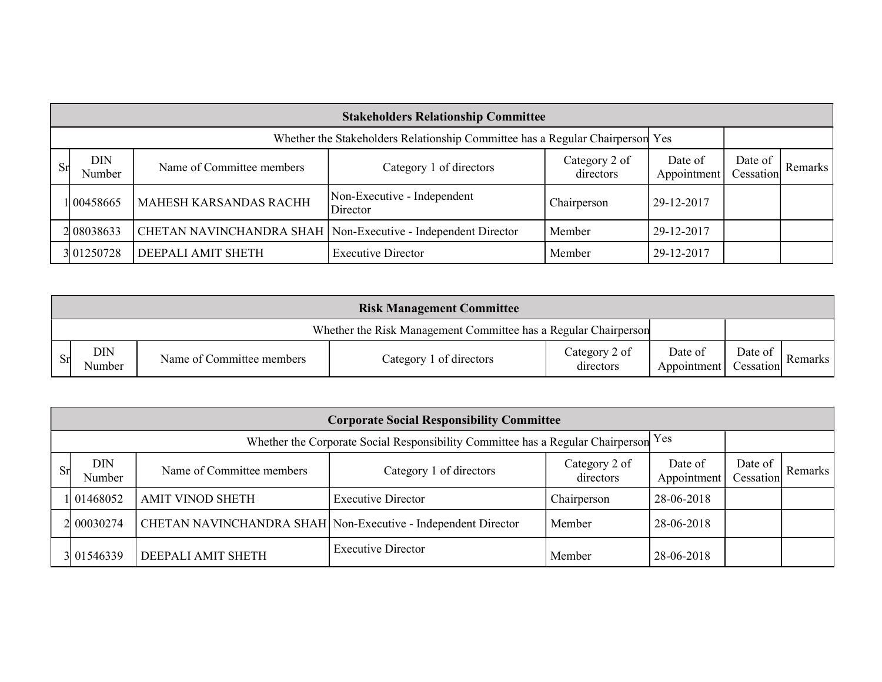| Stakeholders Relationship Committee | | | | | | | |
|---|---|---|---|---|---|---|---|
| Whether the Stakeholders Relationship Committee has a Regular Chairperson | | | | | Yes | | |
| Sr | DIN Number | Name of Committee members | Category 1 of directors | Category 2 of directors | Date of Appointment | Date of Cessation | Remarks |
| 1 | 00458665 | MAHESH KARSANDAS RACHH | Non-Executive - Independent Director | Chairperson | 29-12-2017 | | |
| 2 | 08038633 | CHETAN NAVINCHANDRA SHAH | Non-Executive - Independent Director | Member | 29-12-2017 | | |
| 3 | 01250728 | DEEPALI AMIT SHETH | Executive Director | Member | 29-12-2017 | | |

| Risk Management Committee | | | | | | | |
|---|---|---|---|---|---|---|---|
| Whether the Risk Management Committee has a Regular Chairperson | | | | | | | |
| Sr | DIN Number | Name of Committee members | Category 1 of directors | Category 2 of directors | Date of Appointment | Date of Cessation | Remarks |

| Corporate Social Responsibility Committee | | | | | | | |
|---|---|---|---|---|---|---|---|
| Whether the Corporate Social Responsibility Committee has a Regular Chairperson | | | | | Yes | | |
| Sr | DIN Number | Name of Committee members | Category 1 of directors | Category 2 of directors | Date of Appointment | Date of Cessation | Remarks |
| 1 | 01468052 | AMIT VINOD SHETH | Executive Director | Chairperson | 28-06-2018 | | |
| 2 | 00030274 | CHETAN NAVINCHANDRA SHAH | Non-Executive - Independent Director | Member | 28-06-2018 | | |
| 3 | 01546339 | DEEPALI AMIT SHETH | Executive Director | Member | 28-06-2018 | | |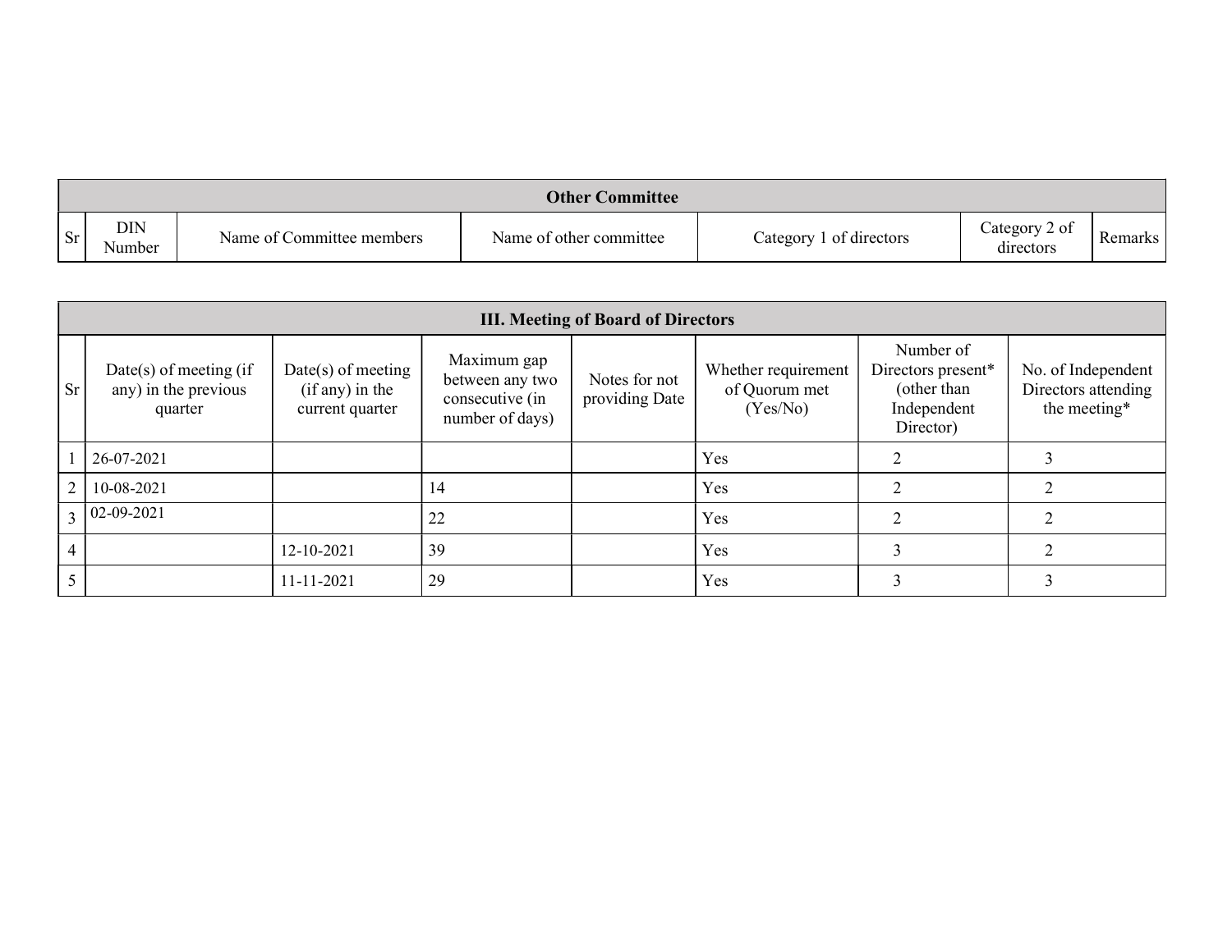| Other Committee | | | | | | |
|---|---|---|---|---|---|---|
| Sr | DIN Number | Name of Committee members | Name of other committee | Category 1 of directors | Category 2 of directors | Remarks |

| III. Meeting of Board of Directors | | | | | | | |
|---|---|---|---|---|---|---|---|
| Sr | Date(s) of meeting (if any) in the previous quarter | Date(s) of meeting (if any) in the current quarter | Maximum gap between any two consecutive (in number of days) | Notes for not providing Date | Whether requirement of Quorum met (Yes/No) | Number of Directors present* (other than Independent Director) | No. of Independent Directors attending the meeting* |
| 1 | 26-07-2021 | | | | Yes | 2 | 3 |
| 2 | 10-08-2021 | | 14 | | Yes | 2 | 2 |
| 3 | 02-09-2021 | | 22 | | Yes | 2 | 2 |
| 4 | | 12-10-2021 | 39 | | Yes | 3 | 2 |
| 5 | | 11-11-2021 | 29 | | Yes | 3 | 3 |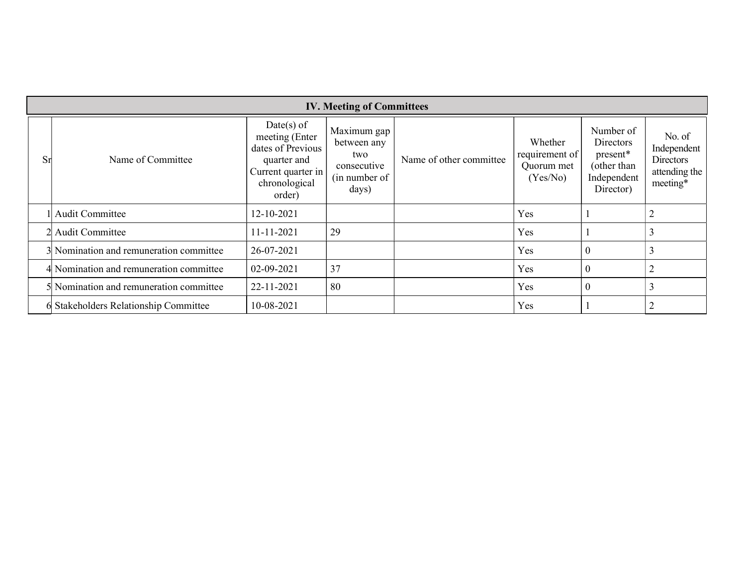## IV. Meeting of Committees

| Sr | Name of Committee | Date(s) of meeting (Enter dates of Previous quarter and Current quarter in chronological order) | Maximum gap between any two consecutive (in number of days) | Name of other committee | Whether requirement of Quorum met (Yes/No) | Number of Directors present* (other than Independent Director) | No. of Independent Directors attending the meeting* |
|---|---|---|---|---|---|---|---|
| 1 | Audit Committee | 12-10-2021 | | | Yes | 1 | 2 |
| 2 | Audit Committee | 11-11-2021 | 29 | | Yes | 1 | 3 |
| 3 | Nomination and remuneration committee | 26-07-2021 | | | Yes | 0 | 3 |
| 4 | Nomination and remuneration committee | 02-09-2021 | 37 | | Yes | 0 | 2 |
| 5 | Nomination and remuneration committee | 22-11-2021 | 80 | | Yes | 0 | 3 |
| 6 | Stakeholders Relationship Committee | 10-08-2021 | | | Yes | 1 | 2 |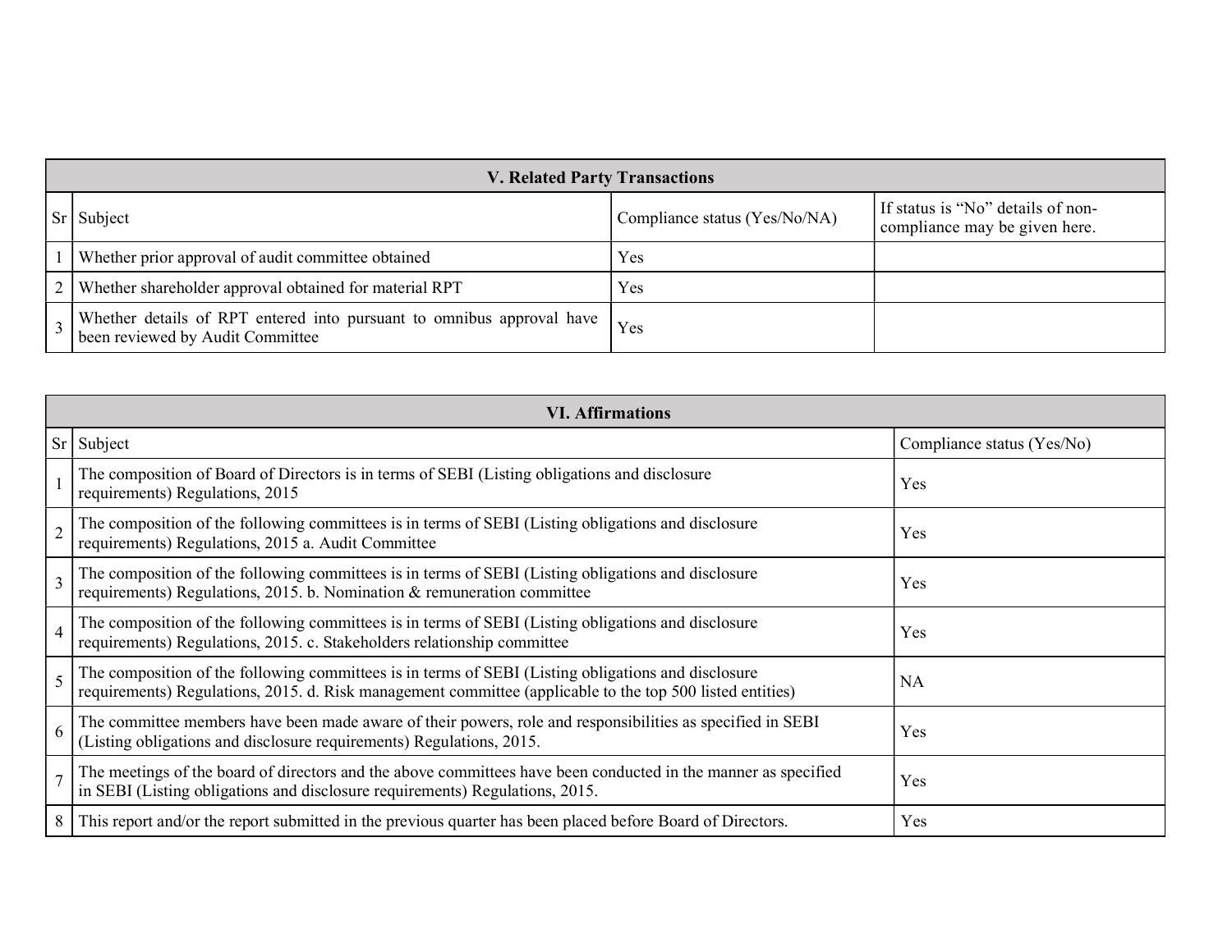| V. Related Party Transactions | | | |
|---|---|---|---|
| Sr | Subject | Compliance status (Yes/No/NA) | If status is “No” details of non-compliance may be given here. |
| 1 | Whether prior approval of audit committee obtained | Yes | |
| 2 | Whether shareholder approval obtained for material RPT | Yes | |
| 3 | Whether details of RPT entered into pursuant to omnibus approval have been reviewed by Audit Committee | Yes | |

| VI. Affirmations | | |
|---|---|---|
| Sr | Subject | Compliance status (Yes/No) |
| 1 | The composition of Board of Directors is in terms of SEBI (Listing obligations and disclosure requirements) Regulations, 2015 | Yes |
| 2 | The composition of the following committees is in terms of SEBI (Listing obligations and disclosure requirements) Regulations, 2015 a. Audit Committee | Yes |
| 3 | The composition of the following committees is in terms of SEBI (Listing obligations and disclosure requirements) Regulations, 2015. b. Nomination & remuneration committee | Yes |
| 4 | The composition of the following committees is in terms of SEBI (Listing obligations and disclosure requirements) Regulations, 2015. c. Stakeholders relationship committee | Yes |
| 5 | The composition of the following committees is in terms of SEBI (Listing obligations and disclosure requirements) Regulations, 2015. d. Risk management committee (applicable to the top 500 listed entities) | NA |
| 6 | The committee members have been made aware of their powers, role and responsibilities as specified in SEBI (Listing obligations and disclosure requirements) Regulations, 2015. | Yes |
| 7 | The meetings of the board of directors and the above committees have been conducted in the manner as specified in SEBI (Listing obligations and disclosure requirements) Regulations, 2015. | Yes |
| 8 | This report and/or the report submitted in the previous quarter has been placed before Board of Directors. | Yes |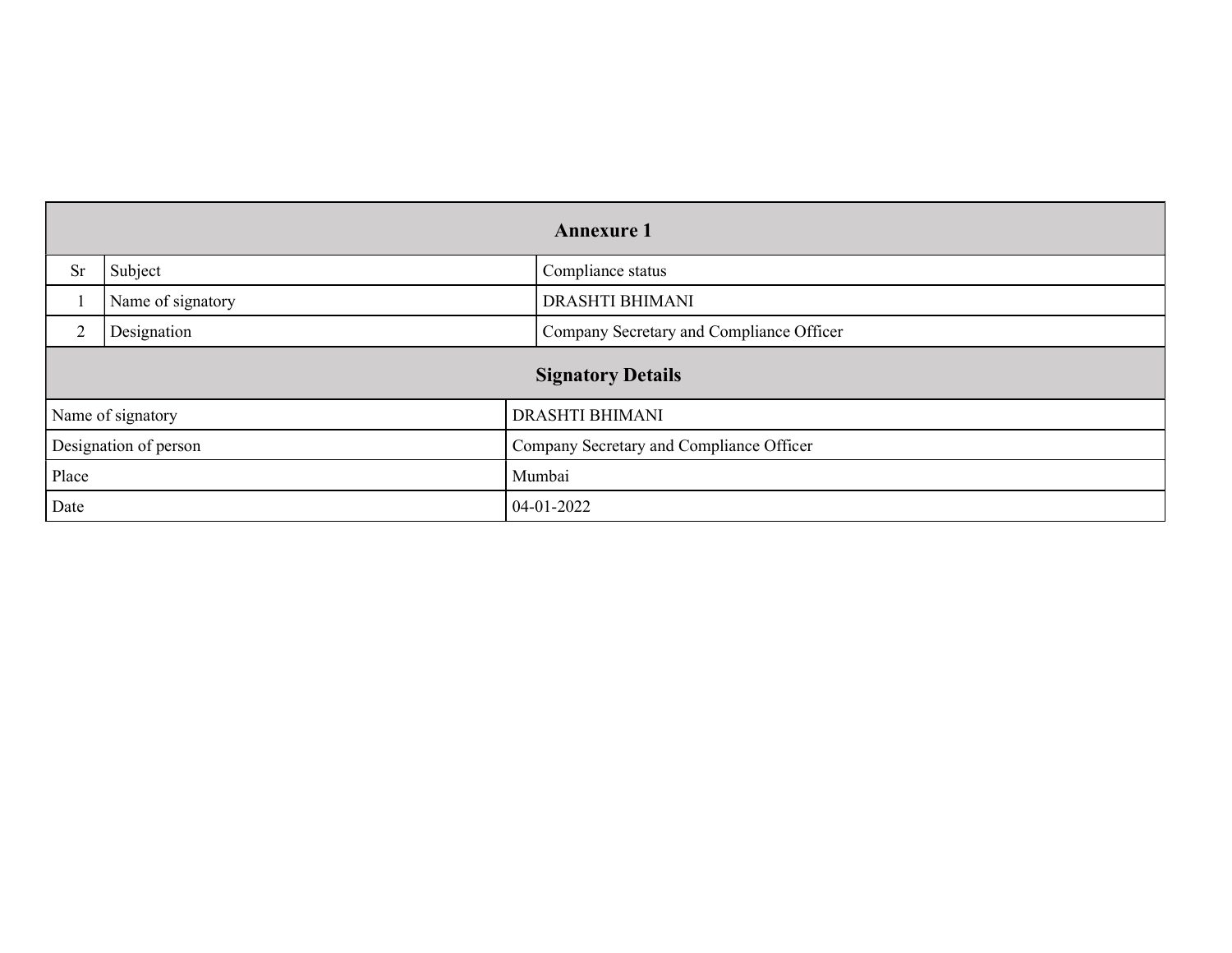## Annexure 1

| Sr | Subject | Compliance status |
|---|---|---|
| 1 | Name of signatory | DRASHTI BHIMANI |
| 2 | Designation | Company Secretary and Compliance Officer |

## Signatory Details

| | |
|---|---|
| Name of signatory | DRASHTI BHIMANI |
| Designation of person | Company Secretary and Compliance Officer |
| Place | Mumbai |
| Date | 04-01-2022 |